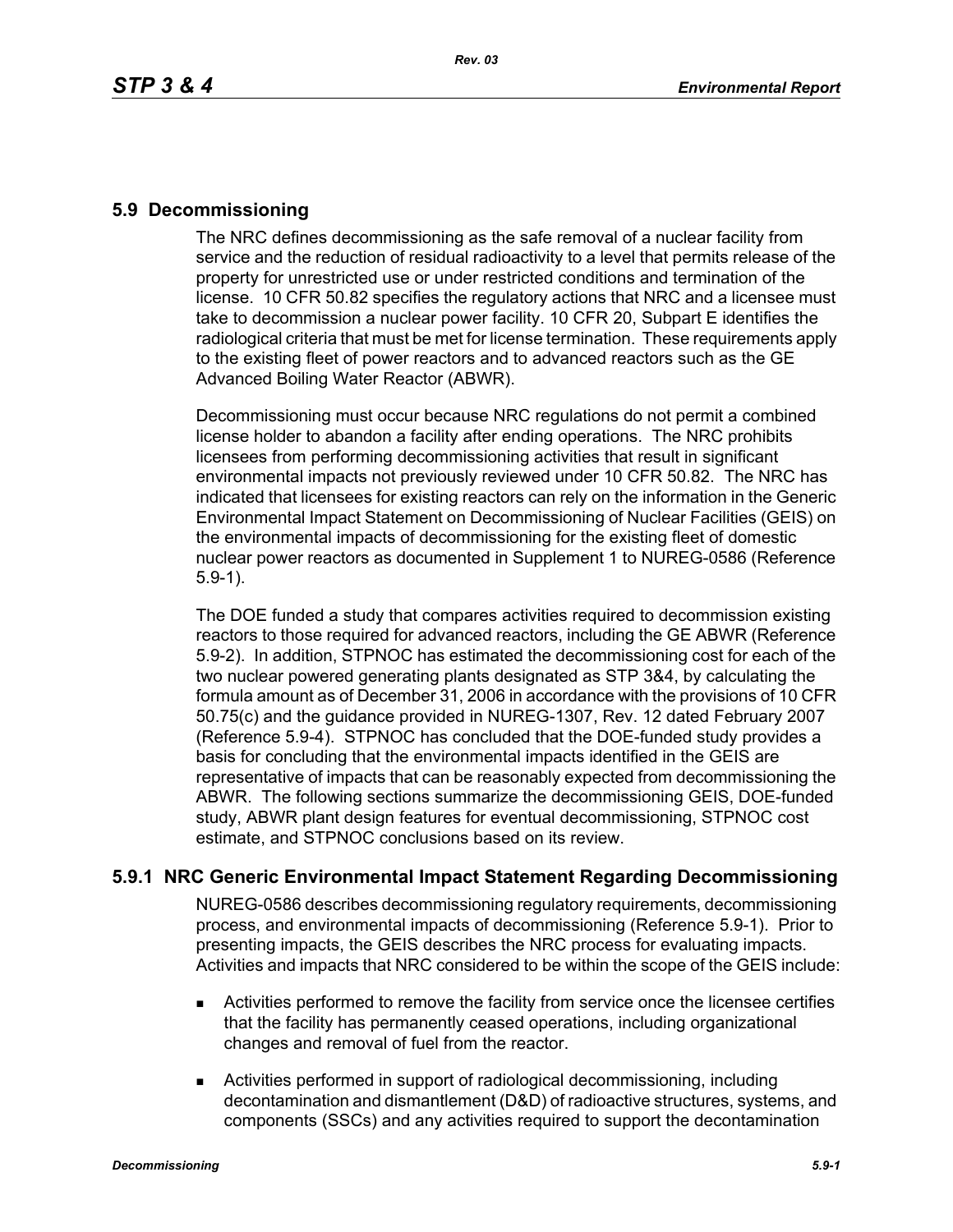## 5.9 Decommissioning

The NRC defines decommissioning as the safe removal of a nuclear facility from service and the reduction of residual radioactivity to a level that permits release of the property for unrestricted use or under restricted conditions and termination of the license. 10 CFR 50.82 specifies the regulatory actions that NRC and a licensee must take to decommission a nuclear power facility. 10 CFR 20, Subpart E identifies the radiological criteria that must be met for license termination. These requirements apply to the existing fleet of power reactors and to advanced reactors such as the GE Advanced Boiling Water Reactor (ABWR).

Decommissioning must occur because NRC regulations do not permit a combined license holder to abandon a facility after ending operations. The NRC prohibits licensees from performing decommissioning activities that result in significant environmental impacts not previously reviewed under 10 CFR 50.82. The NRC has indicated that licensees for existing reactors can rely on the information in the Generic Environmental Impact Statement on Decommissioning of Nuclear Facilities (GEIS) on the environmental impacts of decommissioning for the existing fleet of domestic nuclear power reactors as documented in Supplement 1 to NUREG-0586 (Reference 5.9-1).

The DOE funded a study that compares activities required to decommission existing reactors to those required for advanced reactors, including the GE ABWR (Reference 5.9-2). In addition, STPNOC has estimated the decommissioning cost for each of the two nuclear powered generating plants designated as STP 3&4, by calculating the formula amount as of December 31, 2006 in accordance with the provisions of 10 CFR 50.75(c) and the guidance provided in NUREG-1307, Rev. 12 dated February 2007 (Reference 5.9-4). STPNOC has concluded that the DOE-funded study provides a basis for concluding that the environmental impacts identified in the GEIS are representative of impacts that can be reasonably expected from decommissioning the ABWR. The following sections summarize the decommissioning GEIS, DOE-funded study, ABWR plant design features for eventual decommissioning, STPNOC cost estimate, and STPNOC conclusions based on its review.

### 5.9.1 NRC Generic Environmental Impact Statement Regarding Decommissioning

NUREG-0586 describes decommissioning regulatory requirements, decommissioning process, and environmental impacts of decommissioning (Reference 5.9-1). Prior to presenting impacts, the GEIS describes the NRC process for evaluating impacts. Activities and impacts that NRC considered to be within the scope of the GEIS include:

- Activities performed to remove the facility from service once the licensee certifies that the facility has permanently ceased operations, including organizational changes and removal of fuel from the reactor.
- Activities performed in support of radiological decommissioning, including decontamination and dismantlement (D&D) of radioactive structures, systems, and components (SSCs) and any activities required to support the decontamination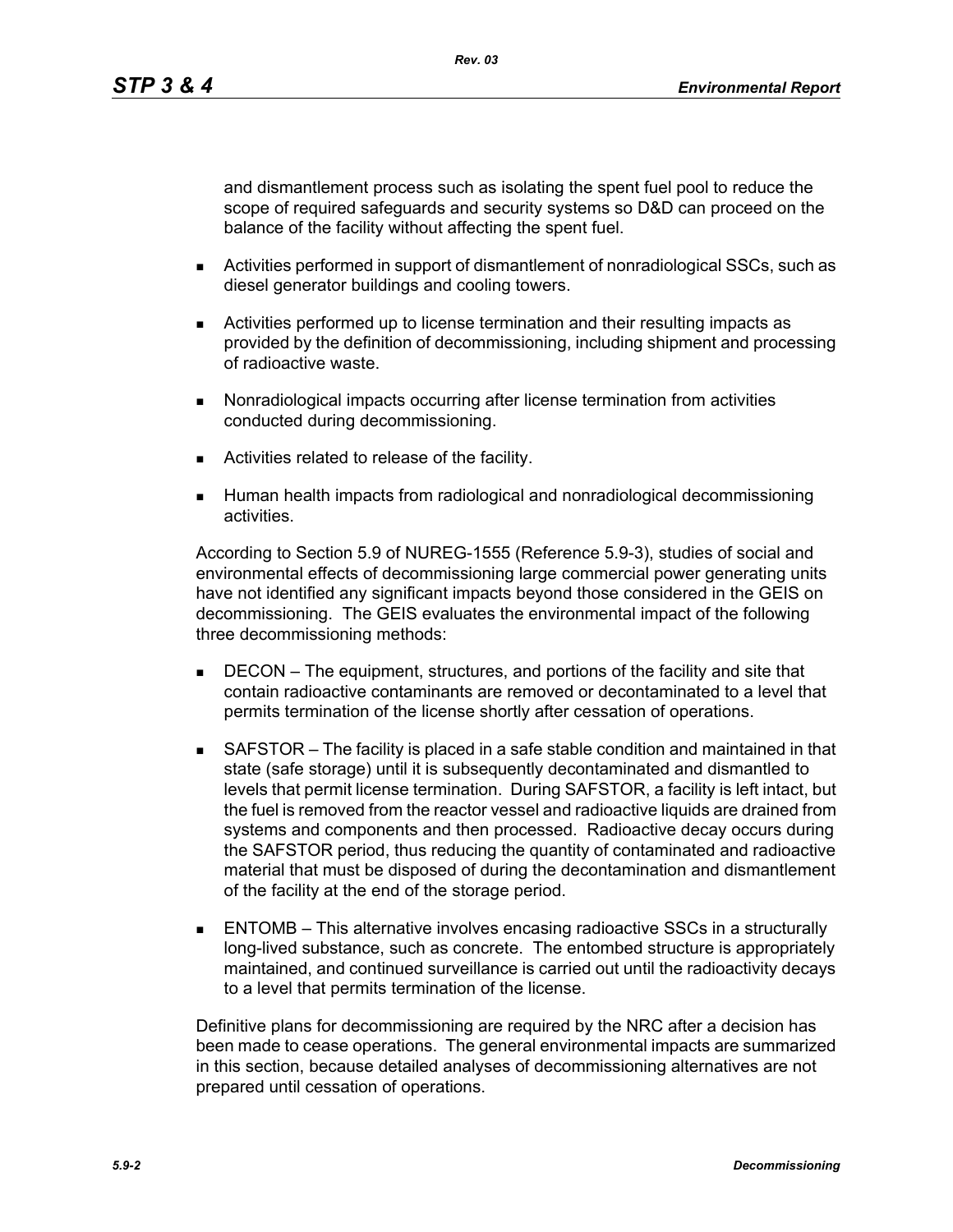and dismantlement process such as isolating the spent fuel pool to reduce the scope of required safeguards and security systems so D&D can proceed on the balance of the facility without affecting the spent fuel.

- Activities performed in support of dismantlement of nonradiological SSCs, such as diesel generator buildings and cooling towers.
- Activities performed up to license termination and their resulting impacts as provided by the definition of decommissioning, including shipment and processing of radioactive waste.
- Nonradiological impacts occurring after license termination from activities conducted during decommissioning.
- Activities related to release of the facility.
- Human health impacts from radiological and nonradiological decommissioning activities.

According to Section 5.9 of NUREG-1555 (Reference 5.9-3), studies of social and environmental effects of decommissioning large commercial power generating units have not identified any significant impacts beyond those considered in the GEIS on decommissioning. The GEIS evaluates the environmental impact of the following three decommissioning methods:

- DECON – The equipment, structures, and portions of the facility and site that contain radioactive contaminants are removed or decontaminated to a level that permits termination of the license shortly after cessation of operations.
- SAFSTOR – The facility is placed in a safe stable condition and maintained in that state (safe storage) until it is subsequently decontaminated and dismantled to levels that permit license termination. During SAFSTOR, a facility is left intact, but the fuel is removed from the reactor vessel and radioactive liquids are drained from systems and components and then processed. Radioactive decay occurs during the SAFSTOR period, thus reducing the quantity of contaminated and radioactive material that must be disposed of during the decontamination and dismantlement of the facility at the end of the storage period.
- ENTOMB – This alternative involves encasing radioactive SSCs in a structurally long-lived substance, such as concrete. The entombed structure is appropriately maintained, and continued surveillance is carried out until the radioactivity decays to a level that permits termination of the license.

Definitive plans for decommissioning are required by the NRC after a decision has been made to cease operations. The general environmental impacts are summarized in this section, because detailed analyses of decommissioning alternatives are not prepared until cessation of operations.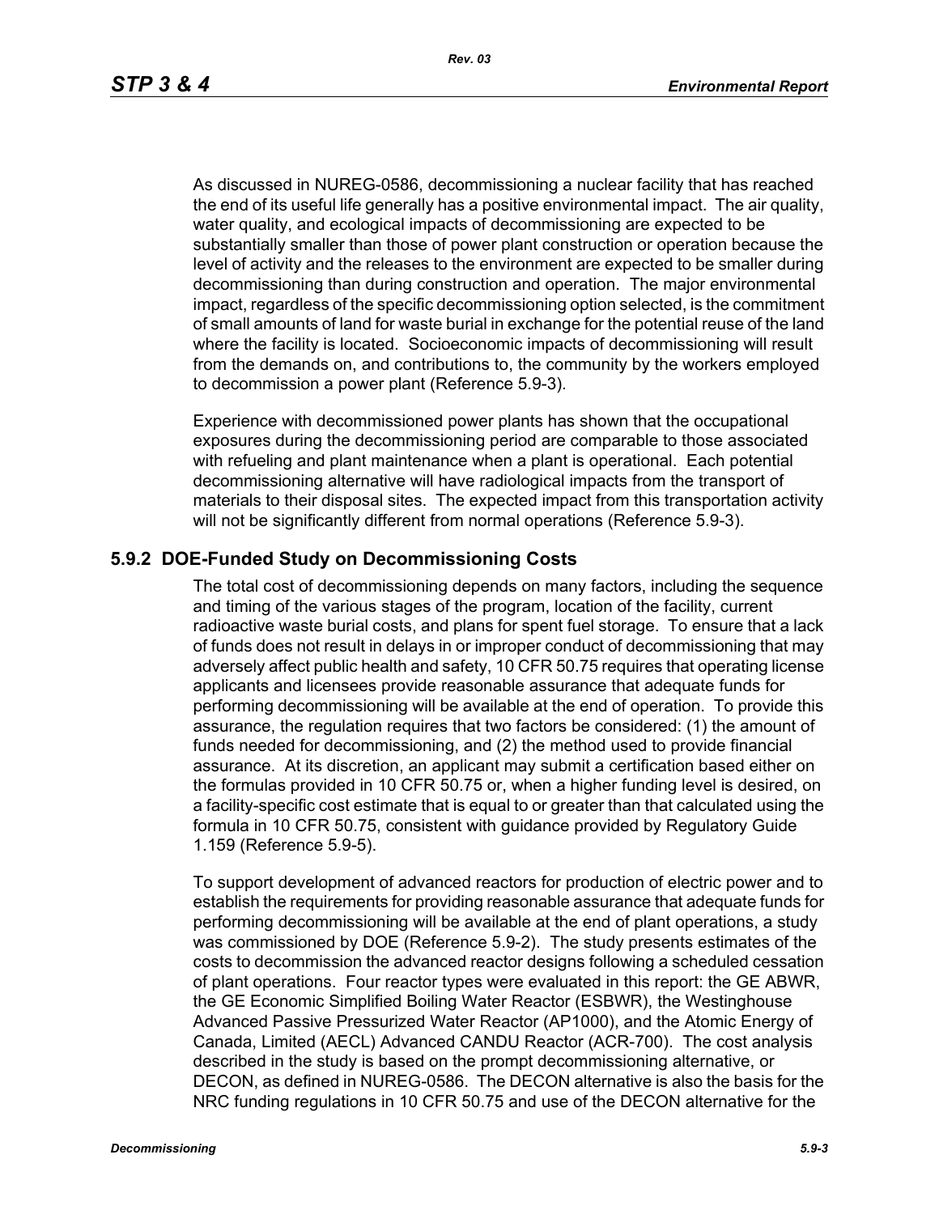As discussed in NUREG-0586, decommissioning a nuclear facility that has reached the end of its useful life generally has a positive environmental impact. The air quality, water quality, and ecological impacts of decommissioning are expected to be substantially smaller than those of power plant construction or operation because the level of activity and the releases to the environment are expected to be smaller during decommissioning than during construction and operation. The major environmental impact, regardless of the specific decommissioning option selected, is the commitment of small amounts of land for waste burial in exchange for the potential reuse of the land where the facility is located. Socioeconomic impacts of decommissioning will result from the demands on, and contributions to, the community by the workers employed to decommission a power plant (Reference 5.9-3).

Experience with decommissioned power plants has shown that the occupational exposures during the decommissioning period are comparable to those associated with refueling and plant maintenance when a plant is operational. Each potential decommissioning alternative will have radiological impacts from the transport of materials to their disposal sites. The expected impact from this transportation activity will not be significantly different from normal operations (Reference 5.9-3).

## 5.9.2 DOE-Funded Study on Decommissioning Costs

The total cost of decommissioning depends on many factors, including the sequence and timing of the various stages of the program, location of the facility, current radioactive waste burial costs, and plans for spent fuel storage. To ensure that a lack of funds does not result in delays in or improper conduct of decommissioning that may adversely affect public health and safety, 10 CFR 50.75 requires that operating license applicants and licensees provide reasonable assurance that adequate funds for performing decommissioning will be available at the end of operation. To provide this assurance, the regulation requires that two factors be considered: (1) the amount of funds needed for decommissioning, and (2) the method used to provide financial assurance. At its discretion, an applicant may submit a certification based either on the formulas provided in 10 CFR 50.75 or, when a higher funding level is desired, on a facility-specific cost estimate that is equal to or greater than that calculated using the formula in 10 CFR 50.75, consistent with guidance provided by Regulatory Guide 1.159 (Reference 5.9-5).

To support development of advanced reactors for production of electric power and to establish the requirements for providing reasonable assurance that adequate funds for performing decommissioning will be available at the end of plant operations, a study was commissioned by DOE (Reference 5.9-2). The study presents estimates of the costs to decommission the advanced reactor designs following a scheduled cessation of plant operations. Four reactor types were evaluated in this report: the GE ABWR, the GE Economic Simplified Boiling Water Reactor (ESBWR), the Westinghouse Advanced Passive Pressurized Water Reactor (AP1000), and the Atomic Energy of Canada, Limited (AECL) Advanced CANDU Reactor (ACR-700). The cost analysis described in the study is based on the prompt decommissioning alternative, or DECON, as defined in NUREG-0586. The DECON alternative is also the basis for the NRC funding regulations in 10 CFR 50.75 and use of the DECON alternative for the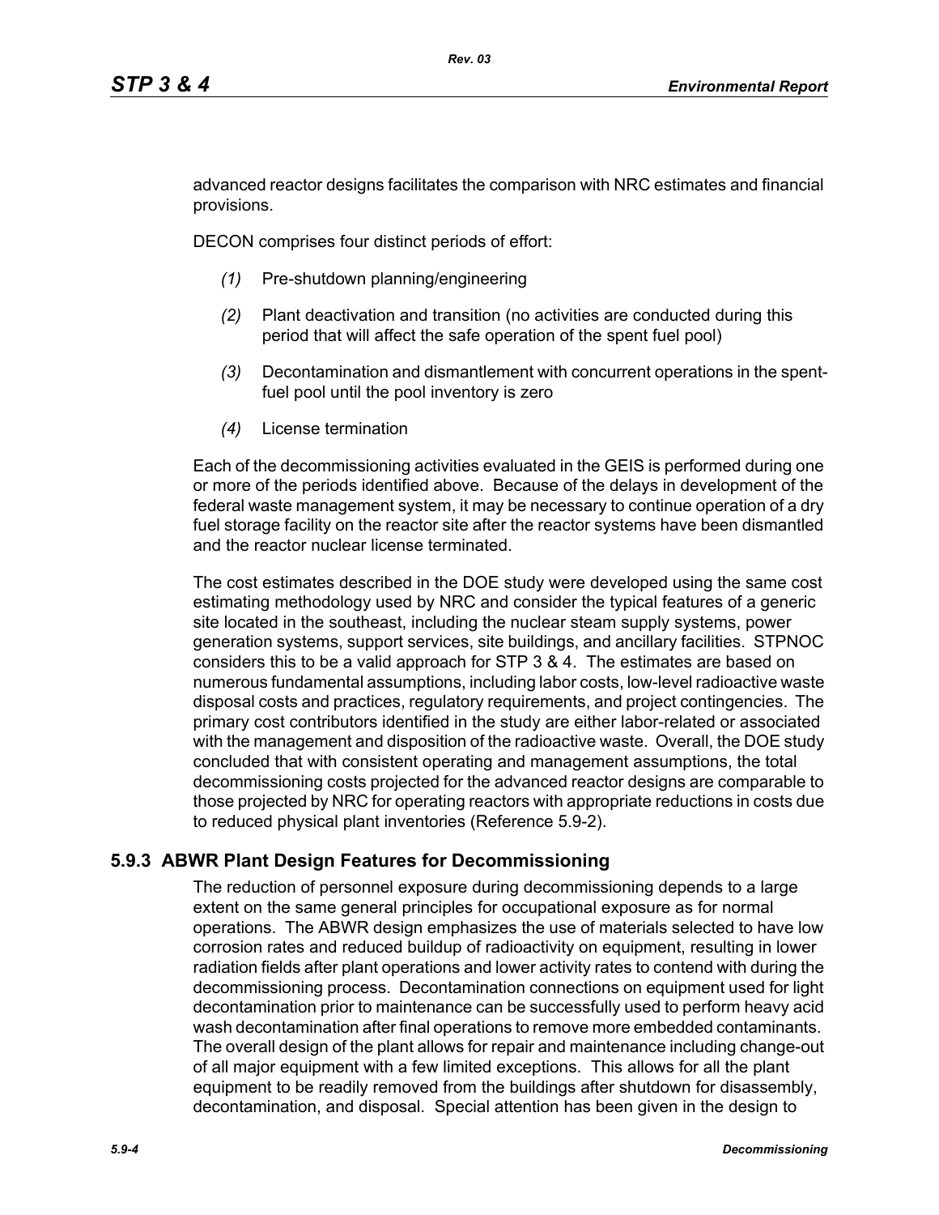advanced reactor designs facilitates the comparison with NRC estimates and financial provisions.

DECON comprises four distinct periods of effort:

*(1)* Pre-shutdown planning/engineering

*(2)* Plant deactivation and transition (no activities are conducted during this period that will affect the safe operation of the spent fuel pool)

*(3)* Decontamination and dismantlement with concurrent operations in the spent-fuel pool until the pool inventory is zero

*(4)* License termination

Each of the decommissioning activities evaluated in the GEIS is performed during one or more of the periods identified above. Because of the delays in development of the federal waste management system, it may be necessary to continue operation of a dry fuel storage facility on the reactor site after the reactor systems have been dismantled and the reactor nuclear license terminated.

The cost estimates described in the DOE study were developed using the same cost estimating methodology used by NRC and consider the typical features of a generic site located in the southeast, including the nuclear steam supply systems, power generation systems, support services, site buildings, and ancillary facilities. STPNOC considers this to be a valid approach for STP 3 & 4. The estimates are based on numerous fundamental assumptions, including labor costs, low-level radioactive waste disposal costs and practices, regulatory requirements, and project contingencies. The primary cost contributors identified in the study are either labor-related or associated with the management and disposition of the radioactive waste. Overall, the DOE study concluded that with consistent operating and management assumptions, the total decommissioning costs projected for the advanced reactor designs are comparable to those projected by NRC for operating reactors with appropriate reductions in costs due to reduced physical plant inventories (Reference 5.9-2).

## 5.9.3 ABWR Plant Design Features for Decommissioning

The reduction of personnel exposure during decommissioning depends to a large extent on the same general principles for occupational exposure as for normal operations. The ABWR design emphasizes the use of materials selected to have low corrosion rates and reduced buildup of radioactivity on equipment, resulting in lower radiation fields after plant operations and lower activity rates to contend with during the decommissioning process. Decontamination connections on equipment used for light decontamination prior to maintenance can be successfully used to perform heavy acid wash decontamination after final operations to remove more embedded contaminants. The overall design of the plant allows for repair and maintenance including change-out of all major equipment with a few limited exceptions. This allows for all the plant equipment to be readily removed from the buildings after shutdown for disassembly, decontamination, and disposal. Special attention has been given in the design to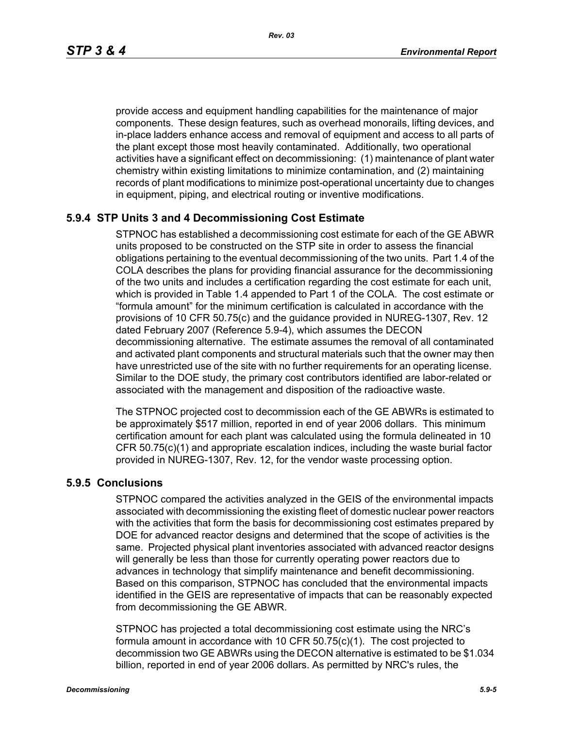provide access and equipment handling capabilities for the maintenance of major components. These design features, such as overhead monorails, lifting devices, and in-place ladders enhance access and removal of equipment and access to all parts of the plant except those most heavily contaminated. Additionally, two operational activities have a significant effect on decommissioning: (1) maintenance of plant water chemistry within existing limitations to minimize contamination, and (2) maintaining records of plant modifications to minimize post-operational uncertainty due to changes in equipment, piping, and electrical routing or inventive modifications.

### 5.9.4 STP Units 3 and 4 Decommissioning Cost Estimate

STPNOC has established a decommissioning cost estimate for each of the GE ABWR units proposed to be constructed on the STP site in order to assess the financial obligations pertaining to the eventual decommissioning of the two units. Part 1.4 of the COLA describes the plans for providing financial assurance for the decommissioning of the two units and includes a certification regarding the cost estimate for each unit, which is provided in Table 1.4 appended to Part 1 of the COLA. The cost estimate or "formula amount" for the minimum certification is calculated in accordance with the provisions of 10 CFR 50.75(c) and the guidance provided in NUREG-1307, Rev. 12 dated February 2007 (Reference 5.9-4), which assumes the DECON decommissioning alternative. The estimate assumes the removal of all contaminated and activated plant components and structural materials such that the owner may then have unrestricted use of the site with no further requirements for an operating license. Similar to the DOE study, the primary cost contributors identified are labor-related or associated with the management and disposition of the radioactive waste.

The STPNOC projected cost to decommission each of the GE ABWRs is estimated to be approximately $517 million, reported in end of year 2006 dollars. This minimum certification amount for each plant was calculated using the formula delineated in 10 CFR 50.75(c)(1) and appropriate escalation indices, including the waste burial factor provided in NUREG-1307, Rev. 12, for the vendor waste processing option.

### 5.9.5 Conclusions

STPNOC compared the activities analyzed in the GEIS of the environmental impacts associated with decommissioning the existing fleet of domestic nuclear power reactors with the activities that form the basis for decommissioning cost estimates prepared by DOE for advanced reactor designs and determined that the scope of activities is the same. Projected physical plant inventories associated with advanced reactor designs will generally be less than those for currently operating power reactors due to advances in technology that simplify maintenance and benefit decommissioning. Based on this comparison, STPNOC has concluded that the environmental impacts identified in the GEIS are representative of impacts that can be reasonably expected from decommissioning the GE ABWR.

STPNOC has projected a total decommissioning cost estimate using the NRC's formula amount in accordance with 10 CFR 50.75(c)(1). The cost projected to decommission two GE ABWRs using the DECON alternative is estimated to be $1.034 billion, reported in end of year 2006 dollars. As permitted by NRC's rules, the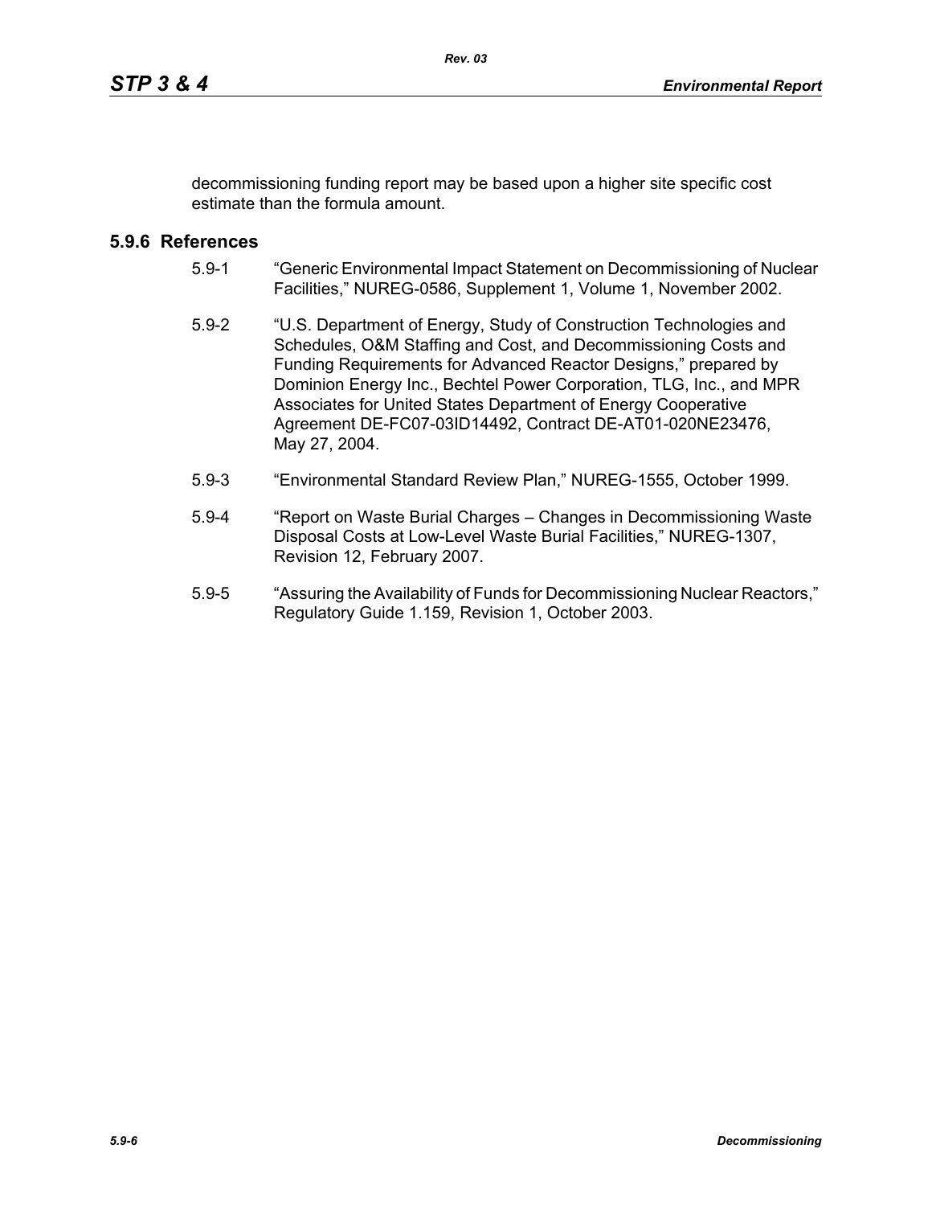decommissioning funding report may be based upon a higher site specific cost estimate than the formula amount.

### 5.9.6 References

5.9-1 "Generic Environmental Impact Statement on Decommissioning of Nuclear Facilities," NUREG-0586, Supplement 1, Volume 1, November 2002.

5.9-2 "U.S. Department of Energy, Study of Construction Technologies and Schedules, O&M Staffing and Cost, and Decommissioning Costs and Funding Requirements for Advanced Reactor Designs," prepared by Dominion Energy Inc., Bechtel Power Corporation, TLG, Inc., and MPR Associates for United States Department of Energy Cooperative Agreement DE-FC07-03ID14492, Contract DE-AT01-020NE23476, May 27, 2004.

5.9-3 "Environmental Standard Review Plan," NUREG-1555, October 1999.

5.9-4 "Report on Waste Burial Charges – Changes in Decommissioning Waste Disposal Costs at Low-Level Waste Burial Facilities," NUREG-1307, Revision 12, February 2007.

5.9-5 "Assuring the Availability of Funds for Decommissioning Nuclear Reactors," Regulatory Guide 1.159, Revision 1, October 2003.